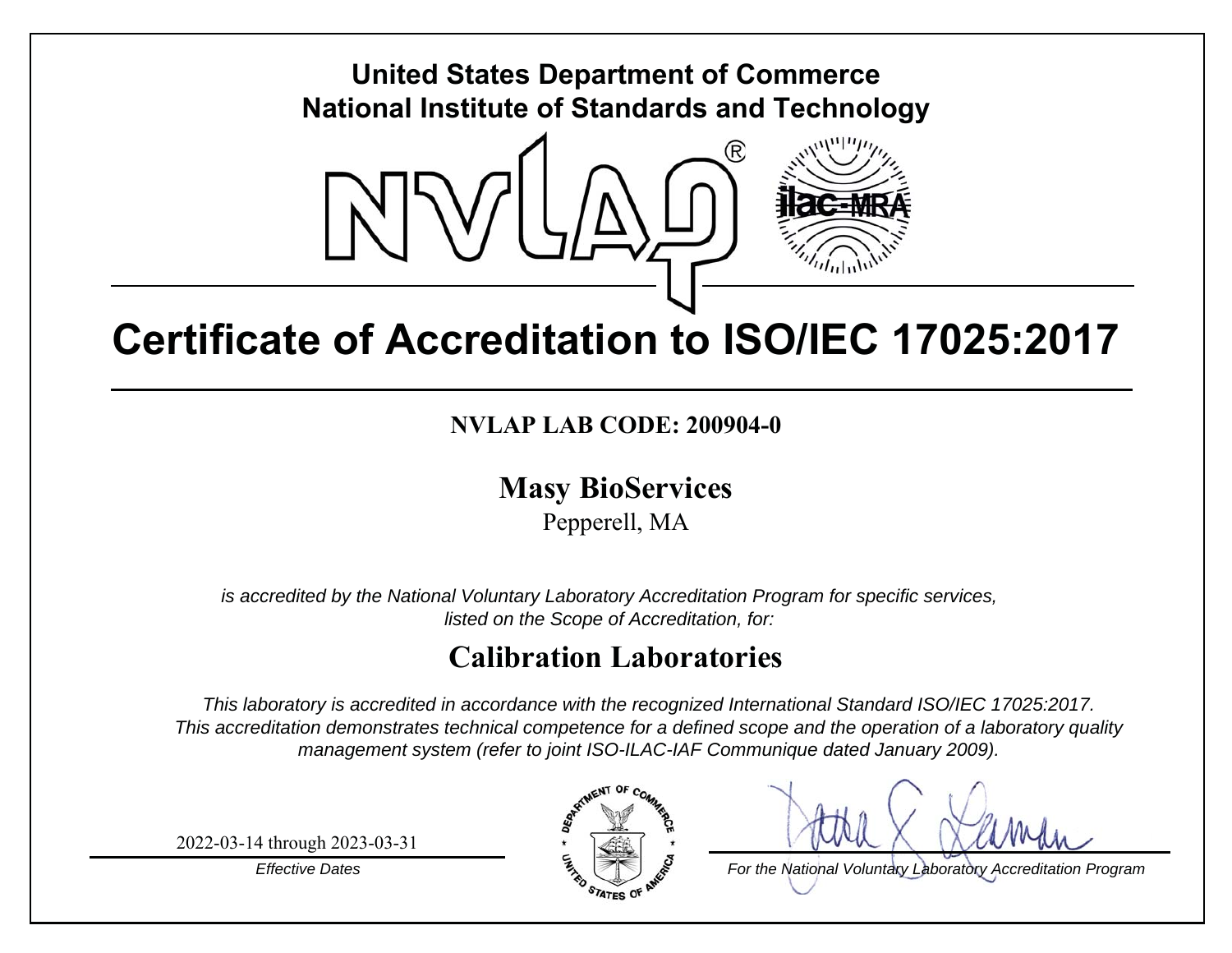**United States Department of Commerce**
**National Institute of Standards and Technology**

NVLAP®

ilac-MRA

# Certificate of Accreditation to ISO/IEC 17025:2017

**NVLAP LAB CODE: 200904-0**

## Masy BioServices

Pepperell, MA

*is accredited by the National Voluntary Laboratory Accreditation Program for specific services, listed on the Scope of Accreditation, for:*

## Calibration Laboratories

*This laboratory is accredited in accordance with the recognized International Standard ISO/IEC 17025:2017. This accreditation demonstrates technical competence for a defined scope and the operation of a laboratory quality management system (refer to joint ISO-ILAC-IAF Communique dated January 2009).*

2022-03-14 through 2023-03-31

*Effective Dates*

*For the National Voluntary Laboratory Accreditation Program*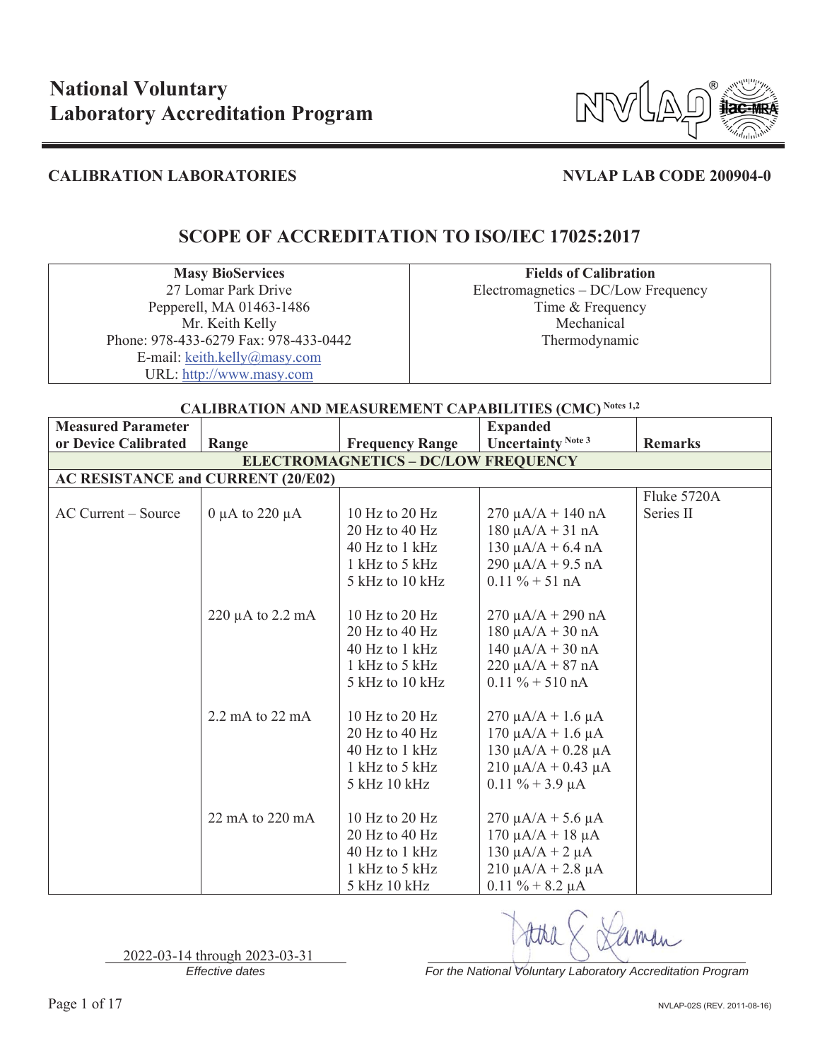# National Voluntary Laboratory Accreditation Program

**CALIBRATION LABORATORIES** **NVLAP LAB CODE 200904-0**

## SCOPE OF ACCREDITATION TO ISO/IEC 17025:2017

| **Masy BioServices** | **Fields of Calibration** |
|---|---|
| 27 Lomar Park Drive<br>Pepperell, MA 01463-1486<br>Mr. Keith Kelly<br>Phone: 978-433-6279 Fax: 978-433-0442<br>E-mail: keith.kelly@masy.com<br>URL: http://www.masy.com | Electromagnetics – DC/Low Frequency<br>Time & Frequency<br>Mechanical<br>Thermodynamic |

### CALIBRATION AND MEASUREMENT CAPABILITIES (CMC) Notes 1,2

| Measured Parameter or Device Calibrated | Range | Frequency Range | Expanded Uncertainty Note 3 | Remarks |
|---|---|---|---|---|
| **ELECTROMAGNETICS – DC/LOW FREQUENCY** | | | | |
| **AC RESISTANCE and CURRENT (20/E02)** | | | | |
| | | | | Fluke 5720A |
| AC Current – Source | 0 µA to 220 µA | 10 Hz to 20 Hz | 270 µA/A + 140 nA | Series II |
| | | 20 Hz to 40 Hz | 180 µA/A + 31 nA | |
| | | 40 Hz to 1 kHz | 130 µA/A + 6.4 nA | |
| | | 1 kHz to 5 kHz | 290 µA/A + 9.5 nA | |
| | | 5 kHz to 10 kHz | 0.11 % + 51 nA | |
| | 220 µA to 2.2 mA | 10 Hz to 20 Hz | 270 µA/A + 290 nA | |
| | | 20 Hz to 40 Hz | 180 µA/A + 30 nA | |
| | | 40 Hz to 1 kHz | 140 µA/A + 30 nA | |
| | | 1 kHz to 5 kHz | 220 µA/A + 87 nA | |
| | | 5 kHz to 10 kHz | 0.11 % + 510 nA | |
| | 2.2 mA to 22 mA | 10 Hz to 20 Hz | 270 µA/A + 1.6 µA | |
| | | 20 Hz to 40 Hz | 170 µA/A + 1.6 µA | |
| | | 40 Hz to 1 kHz | 130 µA/A + 0.28 µA | |
| | | 1 kHz to 5 kHz | 210 µA/A + 0.43 µA | |
| | | 5 kHz 10 kHz | 0.11 % + 3.9 µA | |
| | 22 mA to 220 mA | 10 Hz to 20 Hz | 270 µA/A + 5.6 µA | |
| | | 20 Hz to 40 Hz | 170 µA/A + 18 µA | |
| | | 40 Hz to 1 kHz | 130 µA/A + 2 µA | |
| | | 1 kHz to 5 kHz | 210 µA/A + 2.8 µA | |
| | | 5 kHz 10 kHz | 0.11 % + 8.2 µA | |

2022-03-14 through 2023-03-31
*Effective dates*

*For the National Voluntary Laboratory Accreditation Program*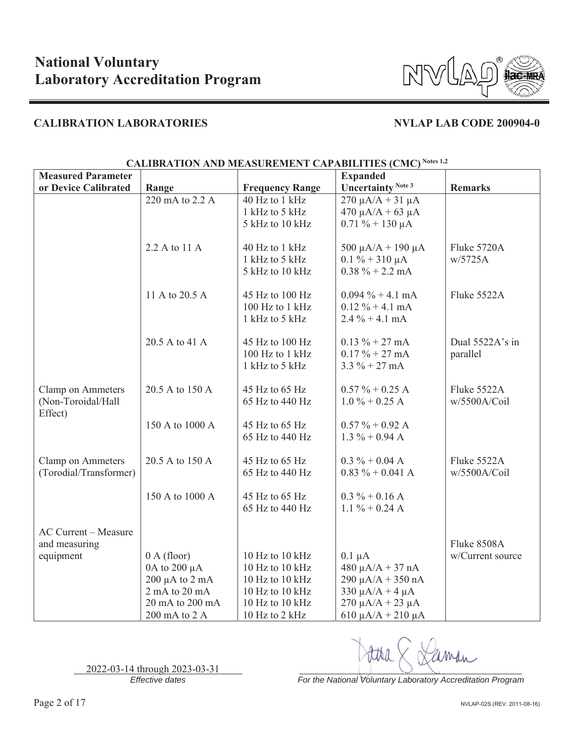# National Voluntary Laboratory Accreditation Program

## CALIBRATION LABORATORIES

**NVLAP LAB CODE 200904-0**

**CALIBRATION AND MEASUREMENT CAPABILITIES (CMC)** Notes 1,2

| Measured Parameter or Device Calibrated | Range | Frequency Range | Expanded Uncertainty Note 3 | Remarks |
|---|---|---|---|---|
| | 220 mA to 2.2 A | 40 Hz to 1 kHz | 270 µA/A + 31 µA | |
| | | 1 kHz to 5 kHz | 470 µA/A + 63 µA | |
| | | 5 kHz to 10 kHz | 0.71 % + 130 µA | |
| | 2.2 A to 11 A | 40 Hz to 1 kHz | 500 µA/A + 190 µA | Fluke 5720A w/5725A |
| | | 1 kHz to 5 kHz | 0.1 % + 310 µA | |
| | | 5 kHz to 10 kHz | 0.38 % + 2.2 mA | |
| | 11 A to 20.5 A | 45 Hz to 100 Hz | 0.094 % + 4.1 mA | Fluke 5522A |
| | | 100 Hz to 1 kHz | 0.12 % + 4.1 mA | |
| | | 1 kHz to 5 kHz | 2.4 % + 4.1 mA | |
| | 20.5 A to 41 A | 45 Hz to 100 Hz | 0.13 % + 27 mA | Dual 5522A's in parallel |
| | | 100 Hz to 1 kHz | 0.17 % + 27 mA | |
| | | 1 kHz to 5 kHz | 3.3 % + 27 mA | |
| Clamp on Ammeters (Non-Toroidal/Hall Effect) | 20.5 A to 150 A | 45 Hz to 65 Hz | 0.57 % + 0.25 A | Fluke 5522A w/5500A/Coil |
| | | 65 Hz to 440 Hz | 1.0 % + 0.25 A | |
| | 150 A to 1000 A | 45 Hz to 65 Hz | 0.57 % + 0.92 A | |
| | | 65 Hz to 440 Hz | 1.3 % + 0.94 A | |
| Clamp on Ammeters (Torodial/Transformer) | 20.5 A to 150 A | 45 Hz to 65 Hz | 0.3 % + 0.04 A | Fluke 5522A w/5500A/Coil |
| | | 65 Hz to 440 Hz | 0.83 % + 0.041 A | |
| | 150 A to 1000 A | 45 Hz to 65 Hz | 0.3 % + 0.16 A | |
| | | 65 Hz to 440 Hz | 1.1 % + 0.24 A | |
| AC Current – Measure and measuring equipment | 0 A (floor) | 10 Hz to 10 kHz | 0.1 µA | Fluke 8508A w/Current source |
| | 0A to 200 µA | 10 Hz to 10 kHz | 480 µA/A + 37 nA | |
| | 200 µA to 2 mA | 10 Hz to 10 kHz | 290 µA/A + 350 nA | |
| | 2 mA to 20 mA | 10 Hz to 10 kHz | 330 µA/A + 4 µA | |
| | 20 mA to 200 mA | 10 Hz to 10 kHz | 270 µA/A + 23 µA | |
| | 200 mA to 2 A | 10 Hz to 2 kHz | 610 µA/A + 210 µA | |

2022-03-14 through 2023-03-31
*Effective dates*

*For the National Voluntary Laboratory Accreditation Program*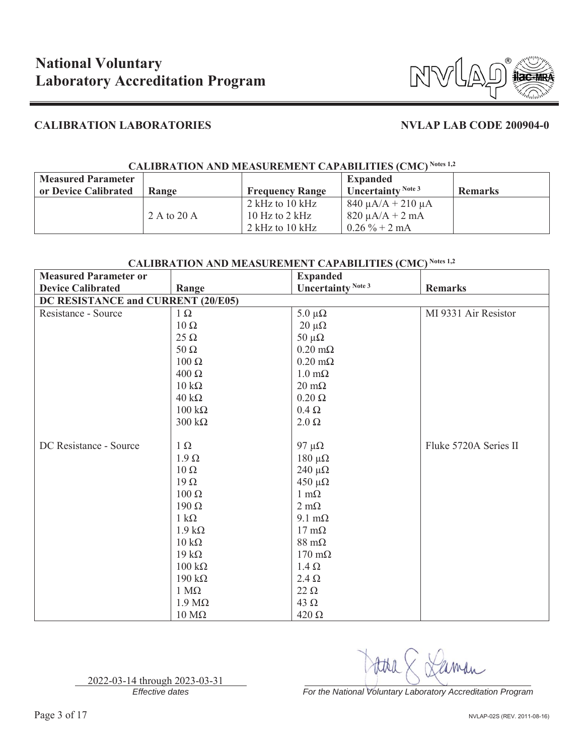# National Voluntary Laboratory Accreditation Program

## CALIBRATION LABORATORIES

**NVLAP LAB CODE 200904-0**

**CALIBRATION AND MEASUREMENT CAPABILITIES (CMC) Notes 1,2**

| Measured Parameter or Device Calibrated | Range | Frequency Range | Expanded Uncertainty Note 3 | Remarks |
|---|---|---|---|---|
| | | 2 kHz to 10 kHz | 840 μA/A + 210 μA | |
| | 2 A to 20 A | 10 Hz to 2 kHz | 820 μA/A + 2 mA | |
| | | 2 kHz to 10 kHz | 0.26 % + 2 mA | |

**CALIBRATION AND MEASUREMENT CAPABILITIES (CMC) Notes 1,2**

| Measured Parameter or Device Calibrated | Range | Expanded Uncertainty Note 3 | Remarks |
|---|---|---|---|
| **DC RESISTANCE and CURRENT (20/E05)** | | | |
| Resistance - Source | 1 Ω | 5.0 μΩ | MI 9331 Air Resistor |
| | 10 Ω | 20 μΩ | |
| | 25 Ω | 50 μΩ | |
| | 50 Ω | 0.20 mΩ | |
| | 100 Ω | 0.20 mΩ | |
| | 400 Ω | 1.0 mΩ | |
| | 10 kΩ | 20 mΩ | |
| | 40 kΩ | 0.20 Ω | |
| | 100 kΩ | 0.4 Ω | |
| | 300 kΩ | 2.0 Ω | |
| DC Resistance - Source | 1 Ω | 97 μΩ | Fluke 5720A Series II |
| | 1.9 Ω | 180 μΩ | |
| | 10 Ω | 240 μΩ | |
| | 19 Ω | 450 μΩ | |
| | 100 Ω | 1 mΩ | |
| | 190 Ω | 2 mΩ | |
| | 1 kΩ | 9.1 mΩ | |
| | 1.9 kΩ | 17 mΩ | |
| | 10 kΩ | 88 mΩ | |
| | 19 kΩ | 170 mΩ | |
| | 100 kΩ | 1.4 Ω | |
| | 190 kΩ | 2.4 Ω | |
| | 1 MΩ | 22 Ω | |
| | 1.9 MΩ | 43 Ω | |
| | 10 MΩ | 420 Ω | |

2022-03-14 through 2023-03-31

*Effective dates*

*For the National Voluntary Laboratory Accreditation Program*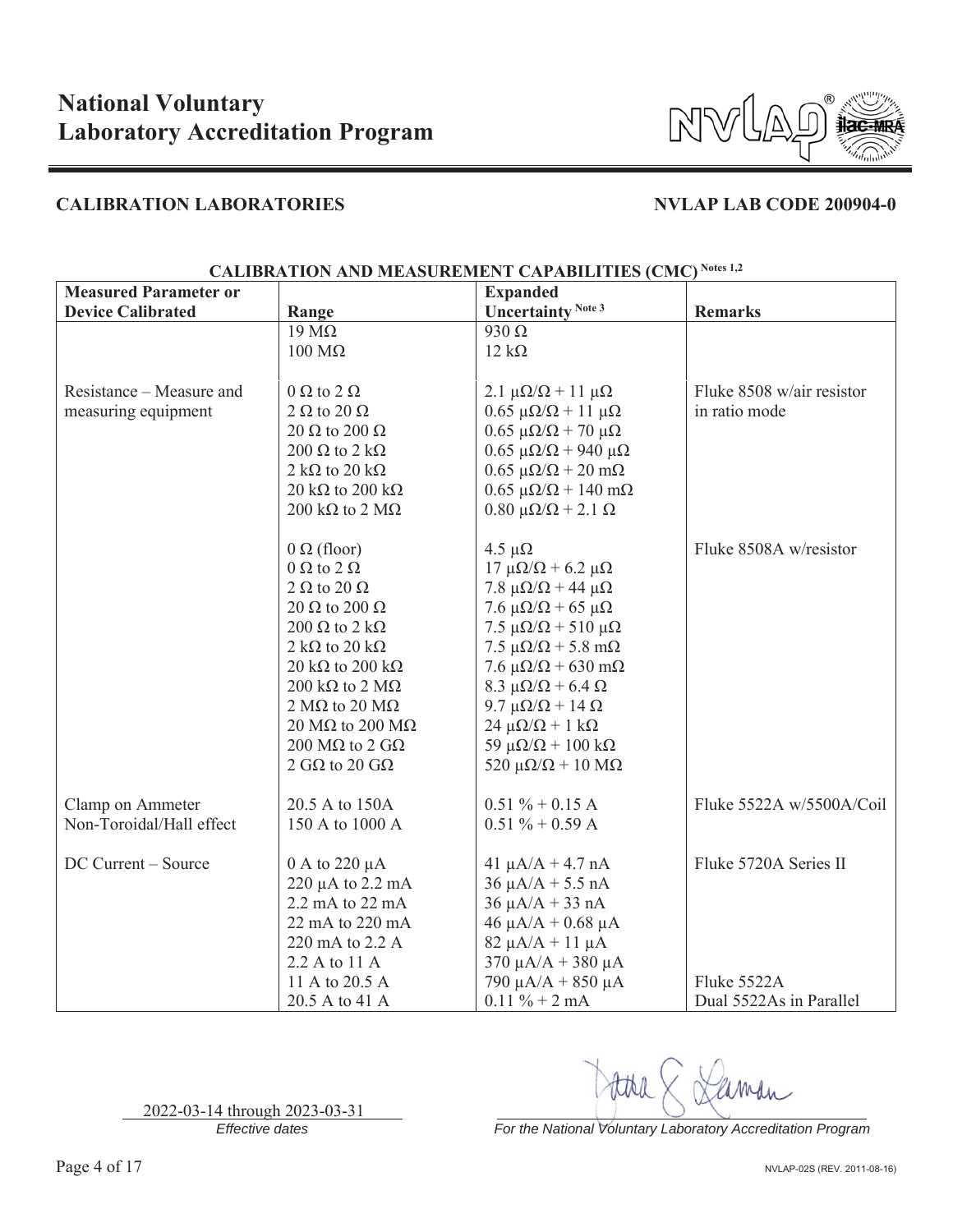# National Voluntary Laboratory Accreditation Program

## CALIBRATION LABORATORIES

**NVLAP LAB CODE 200904-0**

**CALIBRATION AND MEASUREMENT CAPABILITIES (CMC) Notes 1,2**

| Measured Parameter or Device Calibrated | Range | Expanded Uncertainty Note 3 | Remarks |
|---|---|---|---|
| | 19 MΩ | 930 Ω | |
| | 100 MΩ | 12 kΩ | |
| Resistance – Measure and measuring equipment | 0 Ω to 2 Ω | 2.1 μΩ/Ω + 11 μΩ | Fluke 8508 w/air resistor in ratio mode |
| | 2 Ω to 20 Ω | 0.65 μΩ/Ω + 11 μΩ | |
| | 20 Ω to 200 Ω | 0.65 μΩ/Ω + 70 μΩ | |
| | 200 Ω to 2 kΩ | 0.65 μΩ/Ω + 940 μΩ | |
| | 2 kΩ to 20 kΩ | 0.65 μΩ/Ω + 20 mΩ | |
| | 20 kΩ to 200 kΩ | 0.65 μΩ/Ω + 140 mΩ | |
| | 200 kΩ to 2 MΩ | 0.80 μΩ/Ω + 2.1 Ω | |
| | 0 Ω (floor) | 4.5 μΩ | Fluke 8508A w/resistor |
| | 0 Ω to 2 Ω | 17 μΩ/Ω + 6.2 μΩ | |
| | 2 Ω to 20 Ω | 7.8 μΩ/Ω + 44 μΩ | |
| | 20 Ω to 200 Ω | 7.6 μΩ/Ω + 65 μΩ | |
| | 200 Ω to 2 kΩ | 7.5 μΩ/Ω + 510 μΩ | |
| | 2 kΩ to 20 kΩ | 7.5 μΩ/Ω + 5.8 mΩ | |
| | 20 kΩ to 200 kΩ | 7.6 μΩ/Ω + 630 mΩ | |
| | 200 kΩ to 2 MΩ | 8.3 μΩ/Ω + 6.4 Ω | |
| | 2 MΩ to 20 MΩ | 9.7 μΩ/Ω + 14 Ω | |
| | 20 MΩ to 200 MΩ | 24 μΩ/Ω + 1 kΩ | |
| | 200 MΩ to 2 GΩ | 59 μΩ/Ω + 100 kΩ | |
| | 2 GΩ to 20 GΩ | 520 μΩ/Ω + 10 MΩ | |
| Clamp on Ammeter Non-Toroidal/Hall effect | 20.5 A to 150A | 0.51 % + 0.15 A | Fluke 5522A w/5500A/Coil |
| | 150 A to 1000 A | 0.51 % + 0.59 A | |
| DC Current – Source | 0 A to 220 μA | 41 μA/A + 4.7 nA | Fluke 5720A Series II |
| | 220 μA to 2.2 mA | 36 μA/A + 5.5 nA | |
| | 2.2 mA to 22 mA | 36 μA/A + 33 nA | |
| | 22 mA to 220 mA | 46 μA/A + 0.68 μA | |
| | 220 mA to 2.2 A | 82 μA/A + 11 μA | |
| | 2.2 A to 11 A | 370 μA/A + 380 μA | |
| | 11 A to 20.5 A | 790 μA/A + 850 μA | Fluke 5522A |
| | 20.5 A to 41 A | 0.11 % + 2 mA | Dual 5522As in Parallel |

2022-03-14 through 2023-03-31
*Effective dates*

*For the National Voluntary Laboratory Accreditation Program*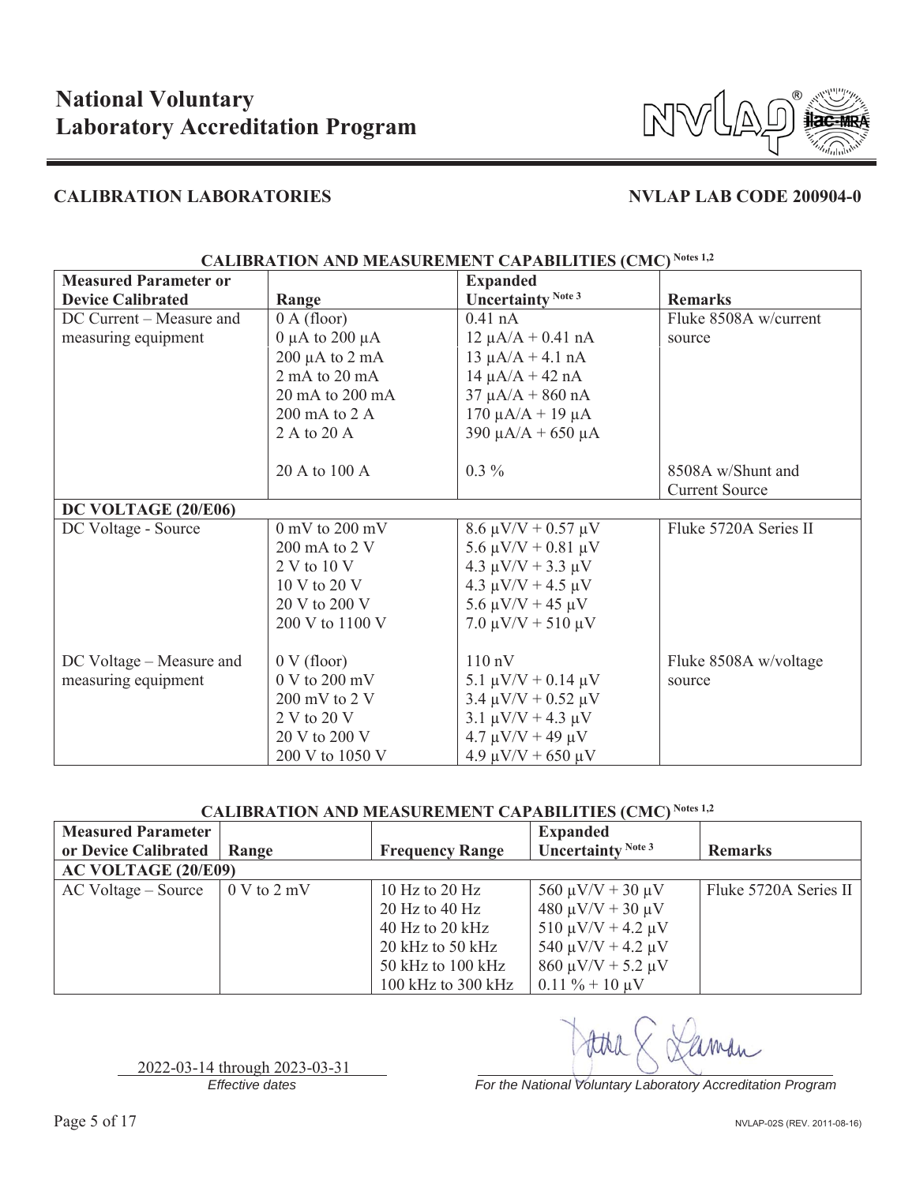# National Voluntary Laboratory Accreditation Program

## CALIBRATION LABORATORIES

**NVLAP LAB CODE 200904-0**

**CALIBRATION AND MEASUREMENT CAPABILITIES (CMC)** Notes 1,2

| Measured Parameter or Device Calibrated | Range | Expanded Uncertainty Note 3 | Remarks |
|---|---|---|---|
| DC Current – Measure and measuring equipment | 0 A (floor) | 0.41 nA | Fluke 8508A w/current source |
| | 0 μA to 200 μA | 12 μA/A + 0.41 nA | |
| | 200 μA to 2 mA | 13 μA/A + 4.1 nA | |
| | 2 mA to 20 mA | 14 μA/A + 42 nA | |
| | 20 mA to 200 mA | 37 μA/A + 860 nA | |
| | 200 mA to 2 A | 170 μA/A + 19 μA | |
| | 2 A to 20 A | 390 μA/A + 650 μA | |
| | 20 A to 100 A | 0.3 % | 8508A w/Shunt and Current Source |
| **DC VOLTAGE (20/E06)** | | | |
| DC Voltage - Source | 0 mV to 200 mV | 8.6 μV/V + 0.57 μV | Fluke 5720A Series II |
| | 200 mA to 2 V | 5.6 μV/V + 0.81 μV | |
| | 2 V to 10 V | 4.3 μV/V + 3.3 μV | |
| | 10 V to 20 V | 4.3 μV/V + 4.5 μV | |
| | 20 V to 200 V | 5.6 μV/V + 45 μV | |
| | 200 V to 1100 V | 7.0 μV/V + 510 μV | |
| DC Voltage – Measure and measuring equipment | 0 V (floor) | 110 nV | Fluke 8508A w/voltage source |
| | 0 V to 200 mV | 5.1 μV/V + 0.14 μV | |
| | 200 mV to 2 V | 3.4 μV/V + 0.52 μV | |
| | 2 V to 20 V | 3.1 μV/V + 4.3 μV | |
| | 20 V to 200 V | 4.7 μV/V + 49 μV | |
| | 200 V to 1050 V | 4.9 μV/V + 650 μV | |

**CALIBRATION AND MEASUREMENT CAPABILITIES (CMC)** Notes 1,2

| Measured Parameter or Device Calibrated | Range | Frequency Range | Expanded Uncertainty Note 3 | Remarks |
|---|---|---|---|---|
| **AC VOLTAGE (20/E09)** | | | | |
| AC Voltage – Source | 0 V to 2 mV | 10 Hz to 20 Hz | 560 μV/V + 30 μV | Fluke 5720A Series II |
| | | 20 Hz to 40 Hz | 480 μV/V + 30 μV | |
| | | 40 Hz to 20 kHz | 510 μV/V + 4.2 μV | |
| | | 20 kHz to 50 kHz | 540 μV/V + 4.2 μV | |
| | | 50 kHz to 100 kHz | 860 μV/V + 5.2 μV | |
| | | 100 kHz to 300 kHz | 0.11 % + 10 μV | |

2022-03-14 through 2023-03-31
*Effective dates*

*For the National Voluntary Laboratory Accreditation Program*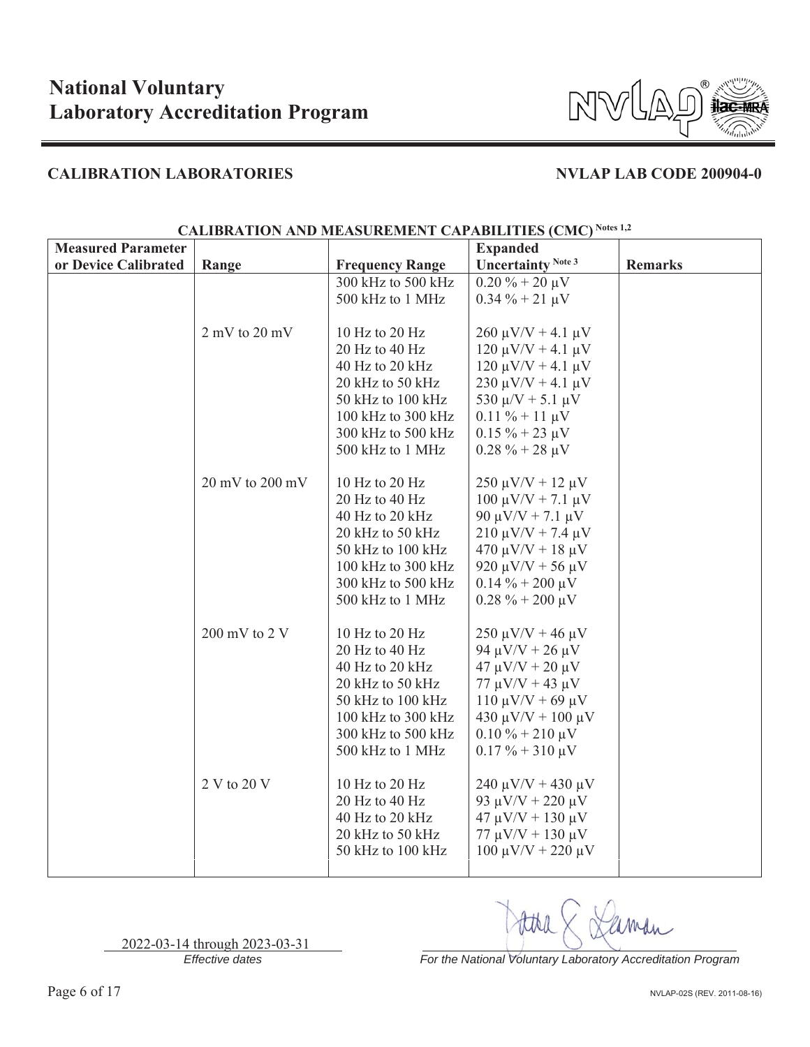# National Voluntary Laboratory Accreditation Program

## CALIBRATION LABORATORIES

## NVLAP LAB CODE 200904-0

**CALIBRATION AND MEASUREMENT CAPABILITIES (CMC) Notes 1,2**

| Measured Parameter or Device Calibrated | Range | Frequency Range | Expanded Uncertainty Note 3 | Remarks |
|---|---|---|---|---|
| | | 300 kHz to 500 kHz | 0.20 % + 20 µV | |
| | | 500 kHz to 1 MHz | 0.34 % + 21 µV | |
| | 2 mV to 20 mV | 10 Hz to 20 Hz | 260 µV/V + 4.1 µV | |
| | | 20 Hz to 40 Hz | 120 µV/V + 4.1 µV | |
| | | 40 Hz to 20 kHz | 120 µV/V + 4.1 µV | |
| | | 20 kHz to 50 kHz | 230 µV/V + 4.1 µV | |
| | | 50 kHz to 100 kHz | 530 µ/V + 5.1 µV | |
| | | 100 kHz to 300 kHz | 0.11 % + 11 µV | |
| | | 300 kHz to 500 kHz | 0.15 % + 23 µV | |
| | | 500 kHz to 1 MHz | 0.28 % + 28 µV | |
| | 20 mV to 200 mV | 10 Hz to 20 Hz | 250 µV/V + 12 µV | |
| | | 20 Hz to 40 Hz | 100 µV/V + 7.1 µV | |
| | | 40 Hz to 20 kHz | 90 µV/V + 7.1 µV | |
| | | 20 kHz to 50 kHz | 210 µV/V + 7.4 µV | |
| | | 50 kHz to 100 kHz | 470 µV/V + 18 µV | |
| | | 100 kHz to 300 kHz | 920 µV/V + 56 µV | |
| | | 300 kHz to 500 kHz | 0.14 % + 200 µV | |
| | | 500 kHz to 1 MHz | 0.28 % + 200 µV | |
| | 200 mV to 2 V | 10 Hz to 20 Hz | 250 µV/V + 46 µV | |
| | | 20 Hz to 40 Hz | 94 µV/V + 26 µV | |
| | | 40 Hz to 20 kHz | 47 µV/V + 20 µV | |
| | | 20 kHz to 50 kHz | 77 µV/V + 43 µV | |
| | | 50 kHz to 100 kHz | 110 µV/V + 69 µV | |
| | | 100 kHz to 300 kHz | 430 µV/V + 100 µV | |
| | | 300 kHz to 500 kHz | 0.10 % + 210 µV | |
| | | 500 kHz to 1 MHz | 0.17 % + 310 µV | |
| | 2 V to 20 V | 10 Hz to 20 Hz | 240 µV/V + 430 µV | |
| | | 20 Hz to 40 Hz | 93 µV/V + 220 µV | |
| | | 40 Hz to 20 kHz | 47 µV/V + 130 µV | |
| | | 20 kHz to 50 kHz | 77 µV/V + 130 µV | |
| | | 50 kHz to 100 kHz | 100 µV/V + 220 µV | |

2022-03-14 through 2023-03-31
*Effective dates*

*For the National Voluntary Laboratory Accreditation Program*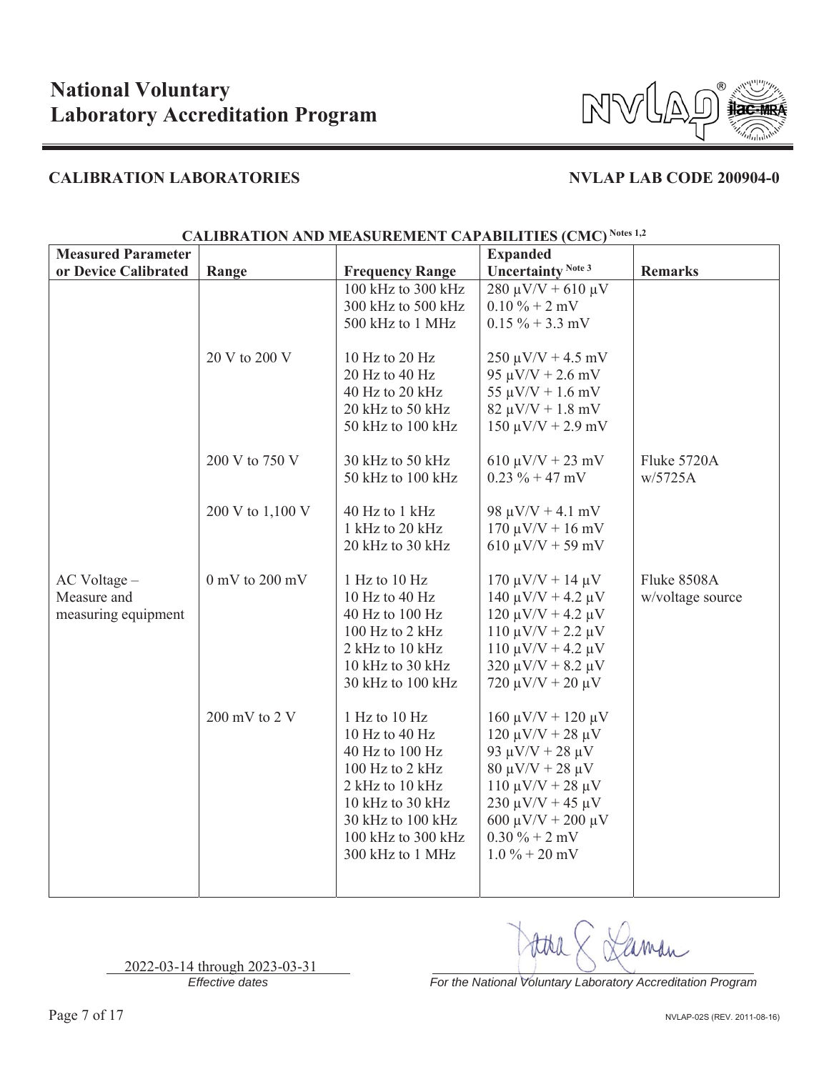# National Voluntary Laboratory Accreditation Program

## CALIBRATION LABORATORIES

**NVLAP LAB CODE 200904-0**

### CALIBRATION AND MEASUREMENT CAPABILITIES (CMC) Notes 1,2

| Measured Parameter or Device Calibrated | Range | Frequency Range | Expanded Uncertainty Note 3 | Remarks |
|---|---|---|---|---|
| | | 100 kHz to 300 kHz | 280 µV/V + 610 µV | |
| | | 300 kHz to 500 kHz | 0.10 % + 2 mV | |
| | | 500 kHz to 1 MHz | 0.15 % + 3.3 mV | |
| | 20 V to 200 V | 10 Hz to 20 Hz | 250 µV/V + 4.5 mV | |
| | | 20 Hz to 40 Hz | 95 µV/V + 2.6 mV | |
| | | 40 Hz to 20 kHz | 55 µV/V + 1.6 mV | |
| | | 20 kHz to 50 kHz | 82 µV/V + 1.8 mV | |
| | | 50 kHz to 100 kHz | 150 µV/V + 2.9 mV | |
| | 200 V to 750 V | 30 kHz to 50 kHz | 610 µV/V + 23 mV | Fluke 5720A w/5725A |
| | | 50 kHz to 100 kHz | 0.23 % + 47 mV | |
| | 200 V to 1,100 V | 40 Hz to 1 kHz | 98 µV/V + 4.1 mV | |
| | | 1 kHz to 20 kHz | 170 µV/V + 16 mV | |
| | | 20 kHz to 30 kHz | 610 µV/V + 59 mV | |
| AC Voltage – Measure and measuring equipment | 0 mV to 200 mV | 1 Hz to 10 Hz | 170 µV/V + 14 µV | Fluke 8508A w/voltage source |
| | | 10 Hz to 40 Hz | 140 µV/V + 4.2 µV | |
| | | 40 Hz to 100 Hz | 120 µV/V + 4.2 µV | |
| | | 100 Hz to 2 kHz | 110 µV/V + 2.2 µV | |
| | | 2 kHz to 10 kHz | 110 µV/V + 4.2 µV | |
| | | 10 kHz to 30 kHz | 320 µV/V + 8.2 µV | |
| | | 30 kHz to 100 kHz | 720 µV/V + 20 µV | |
| | 200 mV to 2 V | 1 Hz to 10 Hz | 160 µV/V + 120 µV | |
| | | 10 Hz to 40 Hz | 120 µV/V + 28 µV | |
| | | 40 Hz to 100 Hz | 93 µV/V + 28 µV | |
| | | 100 Hz to 2 kHz | 80 µV/V + 28 µV | |
| | | 2 kHz to 10 kHz | 110 µV/V + 28 µV | |
| | | 10 kHz to 30 kHz | 230 µV/V + 45 µV | |
| | | 30 kHz to 100 kHz | 600 µV/V + 200 µV | |
| | | 100 kHz to 300 kHz | 0.30 % + 2 mV | |
| | | 300 kHz to 1 MHz | 1.0 % + 20 mV | |

2022-03-14 through 2023-03-31
*Effective dates*

*For the National Voluntary Laboratory Accreditation Program*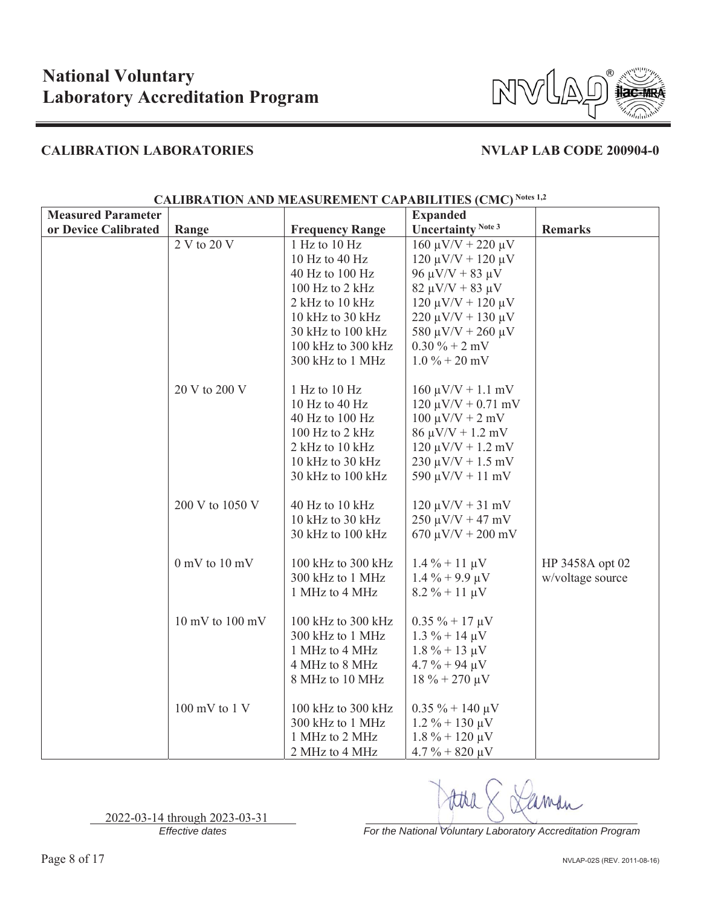# National Voluntary Laboratory Accreditation Program

## CALIBRATION LABORATORIES

## NVLAP LAB CODE 200904-0

**CALIBRATION AND MEASUREMENT CAPABILITIES (CMC) Notes 1,2**

| Measured Parameter or Device Calibrated | Range | Frequency Range | Expanded Uncertainty Note 3 | Remarks |
|---|---|---|---|---|
| | 2 V to 20 V | 1 Hz to 10 Hz | 160 µV/V + 220 µV | |
| | | 10 Hz to 40 Hz | 120 µV/V + 120 µV | |
| | | 40 Hz to 100 Hz | 96 µV/V + 83 µV | |
| | | 100 Hz to 2 kHz | 82 µV/V + 83 µV | |
| | | 2 kHz to 10 kHz | 120 µV/V + 120 µV | |
| | | 10 kHz to 30 kHz | 220 µV/V + 130 µV | |
| | | 30 kHz to 100 kHz | 580 µV/V + 260 µV | |
| | | 100 kHz to 300 kHz | 0.30 % + 2 mV | |
| | | 300 kHz to 1 MHz | 1.0 % + 20 mV | |
| | 20 V to 200 V | 1 Hz to 10 Hz | 160 µV/V + 1.1 mV | |
| | | 10 Hz to 40 Hz | 120 µV/V + 0.71 mV | |
| | | 40 Hz to 100 Hz | 100 µV/V + 2 mV | |
| | | 100 Hz to 2 kHz | 86 µV/V + 1.2 mV | |
| | | 2 kHz to 10 kHz | 120 µV/V + 1.2 mV | |
| | | 10 kHz to 30 kHz | 230 µV/V + 1.5 mV | |
| | | 30 kHz to 100 kHz | 590 µV/V + 11 mV | |
| | 200 V to 1050 V | 40 Hz to 10 kHz | 120 µV/V + 31 mV | |
| | | 10 kHz to 30 kHz | 250 µV/V + 47 mV | |
| | | 30 kHz to 100 kHz | 670 µV/V + 200 mV | |
| | 0 mV to 10 mV | 100 kHz to 300 kHz | 1.4 % + 11 µV | HP 3458A opt 02 w/voltage source |
| | | 300 kHz to 1 MHz | 1.4 % + 9.9 µV | |
| | | 1 MHz to 4 MHz | 8.2 % + 11 µV | |
| | 10 mV to 100 mV | 100 kHz to 300 kHz | 0.35 % + 17 µV | |
| | | 300 kHz to 1 MHz | 1.3 % + 14 µV | |
| | | 1 MHz to 4 MHz | 1.8 % + 13 µV | |
| | | 4 MHz to 8 MHz | 4.7 % + 94 µV | |
| | | 8 MHz to 10 MHz | 18 % + 270 µV | |
| | 100 mV to 1 V | 100 kHz to 300 kHz | 0.35 % + 140 µV | |
| | | 300 kHz to 1 MHz | 1.2 % + 130 µV | |
| | | 1 MHz to 2 MHz | 1.8 % + 120 µV | |
| | | 2 MHz to 4 MHz | 4.7 % + 820 µV | |

2022-03-14 through 2023-03-31
*Effective dates*

*For the National Voluntary Laboratory Accreditation Program*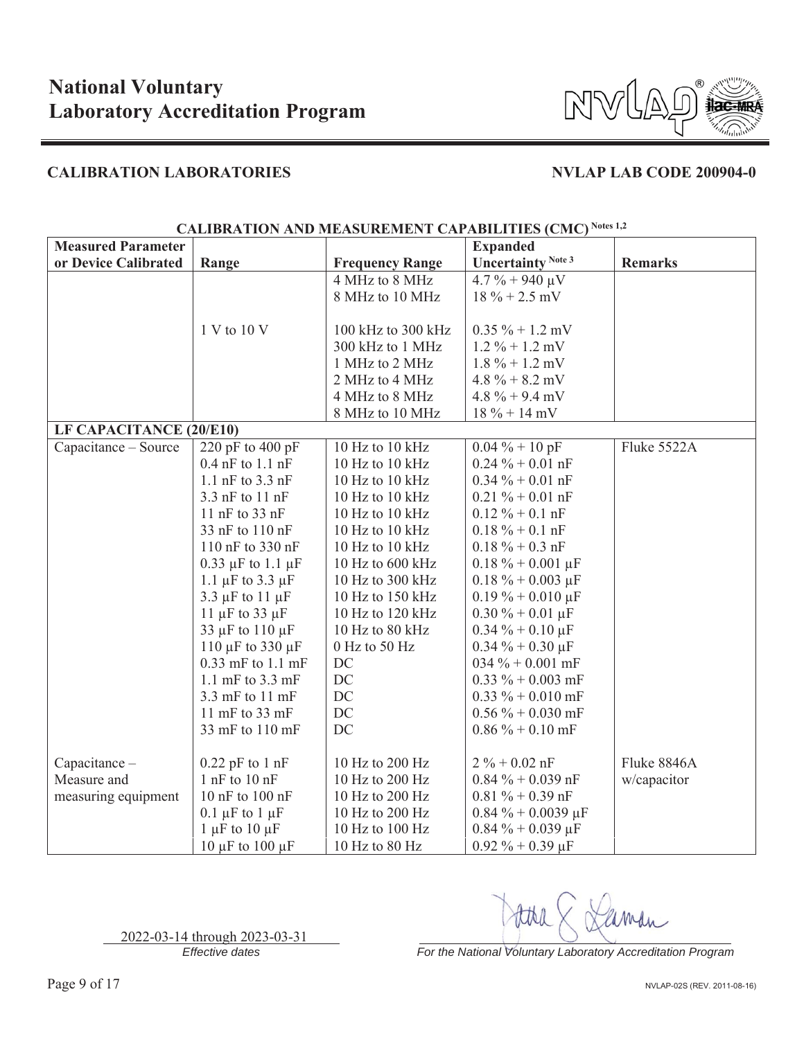# National Voluntary Laboratory Accreditation Program

**CALIBRATION LABORATORIES** **NVLAP LAB CODE 200904-0**

**CALIBRATION AND MEASUREMENT CAPABILITIES (CMC) Notes 1,2**

| Measured Parameter or Device Calibrated | Range | Frequency Range | Expanded Uncertainty Note 3 | Remarks |
|---|---|---|---|---|
| | | 4 MHz to 8 MHz | 4.7 % + 940 µV | |
| | | 8 MHz to 10 MHz | 18 % + 2.5 mV | |
| | 1 V to 10 V | 100 kHz to 300 kHz | 0.35 % + 1.2 mV | |
| | | 300 kHz to 1 MHz | 1.2 % + 1.2 mV | |
| | | 1 MHz to 2 MHz | 1.8 % + 1.2 mV | |
| | | 2 MHz to 4 MHz | 4.8 % + 8.2 mV | |
| | | 4 MHz to 8 MHz | 4.8 % + 9.4 mV | |
| | | 8 MHz to 10 MHz | 18 % + 14 mV | |
| **LF CAPACITANCE (20/E10)** | | | | |
| Capacitance – Source | 220 pF to 400 pF | 10 Hz to 10 kHz | 0.04 % + 10 pF | Fluke 5522A |
| | 0.4 nF to 1.1 nF | 10 Hz to 10 kHz | 0.24 % + 0.01 nF | |
| | 1.1 nF to 3.3 nF | 10 Hz to 10 kHz | 0.34 % + 0.01 nF | |
| | 3.3 nF to 11 nF | 10 Hz to 10 kHz | 0.21 % + 0.01 nF | |
| | 11 nF to 33 nF | 10 Hz to 10 kHz | 0.12 % + 0.1 nF | |
| | 33 nF to 110 nF | 10 Hz to 10 kHz | 0.18 % + 0.1 nF | |
| | 110 nF to 330 nF | 10 Hz to 10 kHz | 0.18 % + 0.3 nF | |
| | 0.33 µF to 1.1 µF | 10 Hz to 600 kHz | 0.18 % + 0.001 µF | |
| | 1.1 µF to 3.3 µF | 10 Hz to 300 kHz | 0.18 % + 0.003 µF | |
| | 3.3 µF to 11 µF | 10 Hz to 150 kHz | 0.19 % + 0.010 µF | |
| | 11 µF to 33 µF | 10 Hz to 120 kHz | 0.30 % + 0.01 µF | |
| | 33 µF to 110 µF | 10 Hz to 80 kHz | 0.34 % + 0.10 µF | |
| | 110 µF to 330 µF | 0 Hz to 50 Hz | 0.34 % + 0.30 µF | |
| | 0.33 mF to 1.1 mF | DC | 034 % + 0.001 mF | |
| | 1.1 mF to 3.3 mF | DC | 0.33 % + 0.003 mF | |
| | 3.3 mF to 11 mF | DC | 0.33 % + 0.010 mF | |
| | 11 mF to 33 mF | DC | 0.56 % + 0.030 mF | |
| | 33 mF to 110 mF | DC | 0.86 % + 0.10 mF | |
| Capacitance – Measure and measuring equipment | 0.22 pF to 1 nF | 10 Hz to 200 Hz | 2 % + 0.02 nF | Fluke 8846A w/capacitor |
| | 1 nF to 10 nF | 10 Hz to 200 Hz | 0.84 % + 0.039 nF | |
| | 10 nF to 100 nF | 10 Hz to 200 Hz | 0.81 % + 0.39 nF | |
| | 0.1 µF to 1 µF | 10 Hz to 200 Hz | 0.84 % + 0.0039 µF | |
| | 1 µF to 10 µF | 10 Hz to 100 Hz | 0.84 % + 0.039 µF | |
| | 10 µF to 100 µF | 10 Hz to 80 Hz | 0.92 % + 0.39 µF | |

2022-03-14 through 2023-03-31
*Effective dates*

*For the National Voluntary Laboratory Accreditation Program*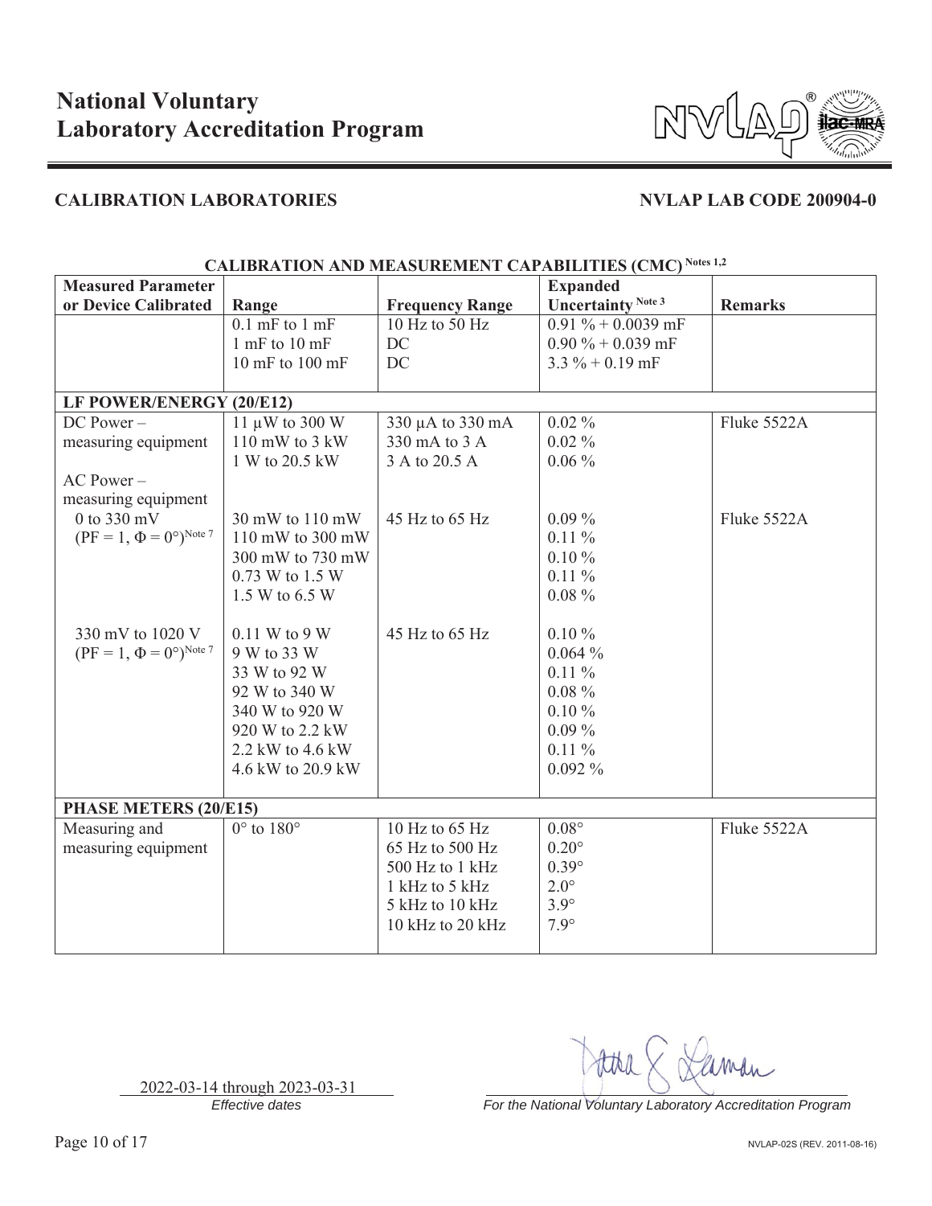# National Voluntary Laboratory Accreditation Program

## CALIBRATION LABORATORIES

**NVLAP LAB CODE 200904-0**

### CALIBRATION AND MEASUREMENT CAPABILITIES (CMC) Notes 1,2

| Measured Parameter or Device Calibrated | Range | Frequency Range | Expanded Uncertainty Note 3 | Remarks |
|---|---|---|---|---|
| | 0.1 mF to 1 mF<br>1 mF to 10 mF<br>10 mF to 100 mF | 10 Hz to 50 Hz<br>DC<br>DC | 0.91 % + 0.0039 mF<br>0.90 % + 0.039 mF<br>3.3 % + 0.19 mF | |
| **LF POWER/ENERGY (20/E12)** | | | | |
| DC Power – measuring equipment | 11 µW to 300 W<br>110 mW to 3 kW<br>1 W to 20.5 kW | 330 µA to 330 mA<br>330 mA to 3 A<br>3 A to 20.5 A | 0.02 %<br>0.02 %<br>0.06 % | Fluke 5522A |
| AC Power – measuring equipment | | | | |
| 0 to 330 mV<br>(PF = 1, $\Phi = 0°$)Note 7 | 30 mW to 110 mW<br>110 mW to 300 mW<br>300 mW to 730 mW<br>0.73 W to 1.5 W<br>1.5 W to 6.5 W | 45 Hz to 65 Hz | 0.09 %<br>0.11 %<br>0.10 %<br>0.11 %<br>0.08 % | Fluke 5522A |
| 330 mV to 1020 V<br>(PF = 1, $\Phi = 0°$)Note 7 | 0.11 W to 9 W<br>9 W to 33 W<br>33 W to 92 W<br>92 W to 340 W<br>340 W to 920 W<br>920 W to 2.2 kW<br>2.2 kW to 4.6 kW<br>4.6 kW to 20.9 kW | 45 Hz to 65 Hz | 0.10 %<br>0.064 %<br>0.11 %<br>0.08 %<br>0.10 %<br>0.09 %<br>0.11 %<br>0.092 % | |
| **PHASE METERS (20/E15)** | | | | |
| Measuring and measuring equipment | 0° to 180° | 10 Hz to 65 Hz<br>65 Hz to 500 Hz<br>500 Hz to 1 kHz<br>1 kHz to 5 kHz<br>5 kHz to 10 kHz<br>10 kHz to 20 kHz | 0.08°<br>0.20°<br>0.39°<br>2.0°<br>3.9°<br>7.9° | Fluke 5522A |

2022-03-14 through 2023-03-31
*Effective dates*

*For the National Voluntary Laboratory Accreditation Program*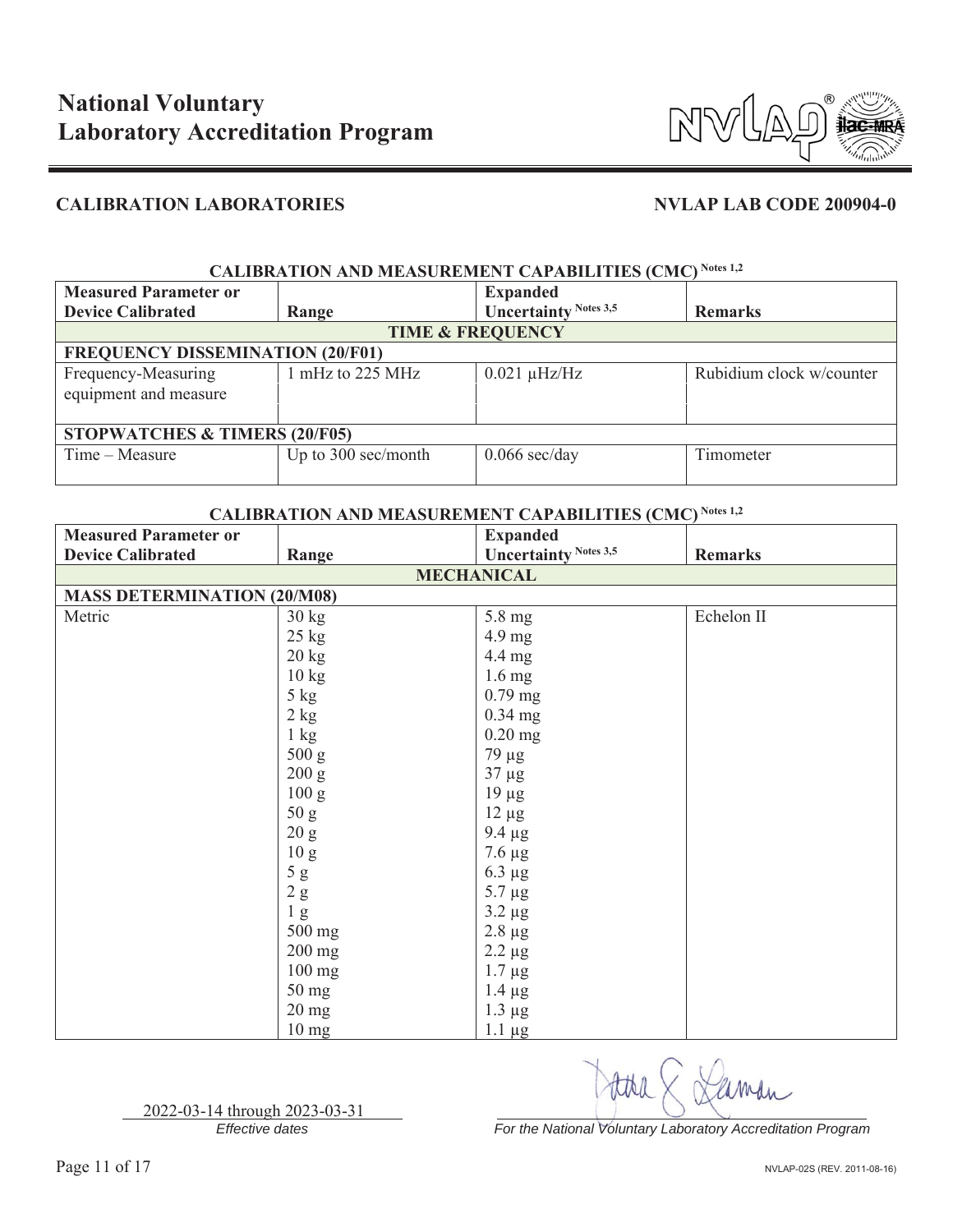# National Voluntary Laboratory Accreditation Program

## CALIBRATION LABORATORIES

**NVLAP LAB CODE 200904-0**

**CALIBRATION AND MEASUREMENT CAPABILITIES (CMC)** Notes 1,2

| Measured Parameter or Device Calibrated | Range | Expanded Uncertainty Notes 3,5 | Remarks |
|---|---|---|---|
| **TIME & FREQUENCY** | | | |
| **FREQUENCY DISSEMINATION (20/F01)** | | | |
| Frequency-Measuring equipment and measure | 1 mHz to 225 MHz | 0.021 μHz/Hz | Rubidium clock w/counter |
| **STOPWATCHES & TIMERS (20/F05)** | | | |
| Time – Measure | Up to 300 sec/month | 0.066 sec/day | Timometer |

**CALIBRATION AND MEASUREMENT CAPABILITIES (CMC)** Notes 1,2

| Measured Parameter or Device Calibrated | Range | Expanded Uncertainty Notes 3,5 | Remarks |
|---|---|---|---|
| **MECHANICAL** | | | |
| **MASS DETERMINATION (20/M08)** | | | |
| Metric | 30 kg | 5.8 mg | Echelon II |
| | 25 kg | 4.9 mg | |
| | 20 kg | 4.4 mg | |
| | 10 kg | 1.6 mg | |
| | 5 kg | 0.79 mg | |
| | 2 kg | 0.34 mg | |
| | 1 kg | 0.20 mg | |
| | 500 g | 79 μg | |
| | 200 g | 37 μg | |
| | 100 g | 19 μg | |
| | 50 g | 12 μg | |
| | 20 g | 9.4 μg | |
| | 10 g | 7.6 μg | |
| | 5 g | 6.3 μg | |
| | 2 g | 5.7 μg | |
| | 1 g | 3.2 μg | |
| | 500 mg | 2.8 μg | |
| | 200 mg | 2.2 μg | |
| | 100 mg | 1.7 μg | |
| | 50 mg | 1.4 μg | |
| | 20 mg | 1.3 μg | |
| | 10 mg | 1.1 μg | |

2022-03-14 through 2023-03-31
*Effective dates*

*For the National Voluntary Laboratory Accreditation Program*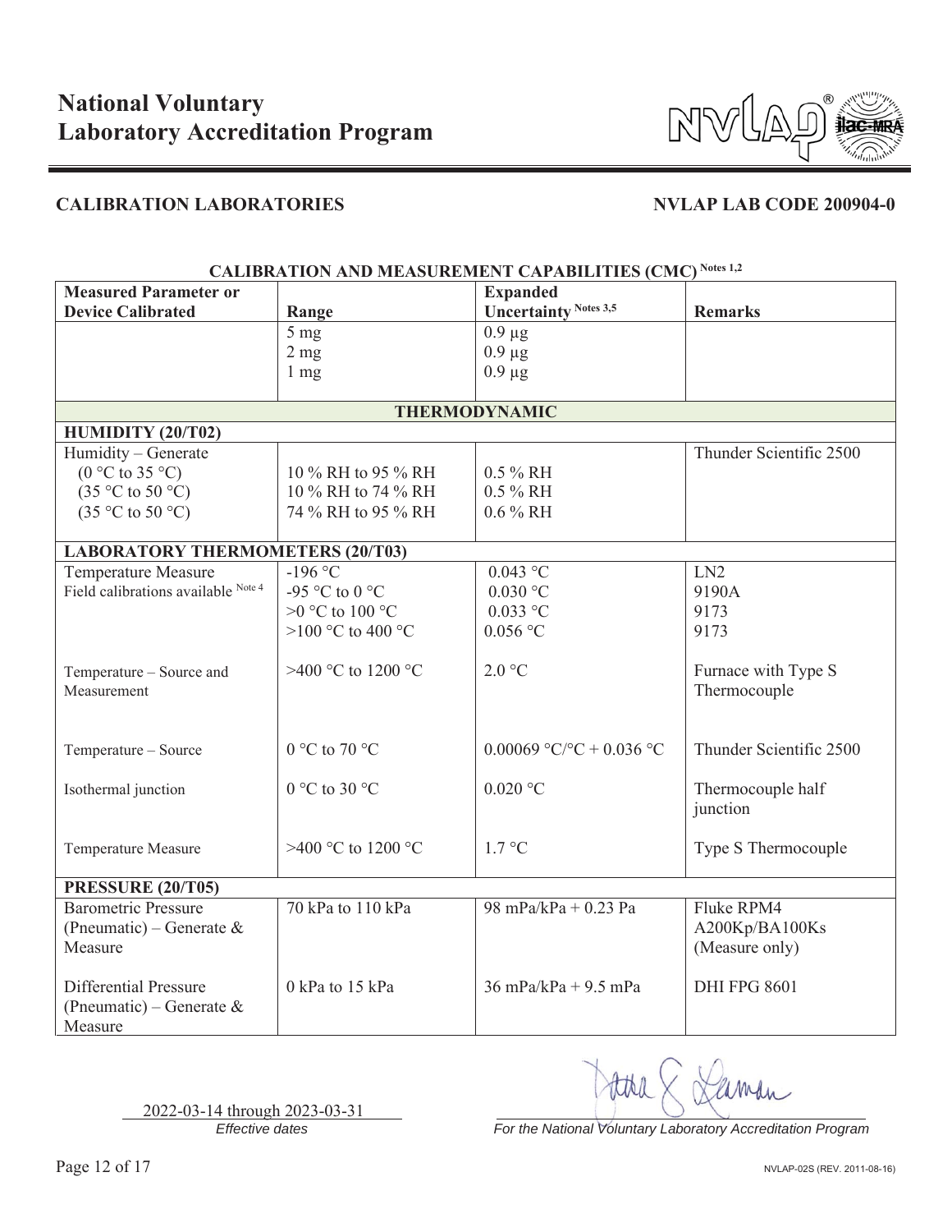# National Voluntary Laboratory Accreditation Program

## CALIBRATION LABORATORIES

**NVLAP LAB CODE 200904-0**

### CALIBRATION AND MEASUREMENT CAPABILITIES (CMC) Notes 1,2

| Measured Parameter or Device Calibrated | Range | Expanded Uncertainty Notes 3,5 | Remarks |
|---|---|---|---|
| | 5 mg<br>2 mg<br>1 mg | 0.9 µg<br>0.9 µg<br>0.9 µg | |
| **THERMODYNAMIC** | | | |
| **HUMIDITY (20/T02)** | | | |
| Humidity – Generate<br>(0 °C to 35 °C)<br>(35 °C to 50 °C)<br>(35 °C to 50 °C) | <br>10 % RH to 95 % RH<br>10 % RH to 74 % RH<br>74 % RH to 95 % RH | <br>0.5 % RH<br>0.5 % RH<br>0.6 % RH | Thunder Scientific 2500 |
| **LABORATORY THERMOMETERS (20/T03)** | | | |
| Temperature Measure<br>Field calibrations available Note 4 | -196 °C<br>-95 °C to 0 °C<br>>0 °C to 100 °C<br>>100 °C to 400 °C | 0.043 °C<br>0.030 °C<br>0.033 °C<br>0.056 °C | LN2<br>9190A<br>9173<br>9173 |
| Temperature – Source and Measurement | >400 °C to 1200 °C | 2.0 °C | Furnace with Type S Thermocouple |
| Temperature – Source | 0 °C to 70 °C | 0.00069 °C/°C + 0.036 °C | Thunder Scientific 2500 |
| Isothermal junction | 0 °C to 30 °C | 0.020 °C | Thermocouple half junction |
| Temperature Measure | >400 °C to 1200 °C | 1.7 °C | Type S Thermocouple |
| **PRESSURE (20/T05)** | | | |
| Barometric Pressure (Pneumatic) – Generate & Measure | 70 kPa to 110 kPa | 98 mPa/kPa + 0.23 Pa | Fluke RPM4 A200Kp/BA100Ks (Measure only) |
| Differential Pressure (Pneumatic) – Generate & Measure | 0 kPa to 15 kPa | 36 mPa/kPa + 9.5 mPa | DHI FPG 8601 |

2022-03-14 through 2023-03-31
*Effective dates*

*For the National Voluntary Laboratory Accreditation Program*

NVLAP-02S (REV. 2011-08-16)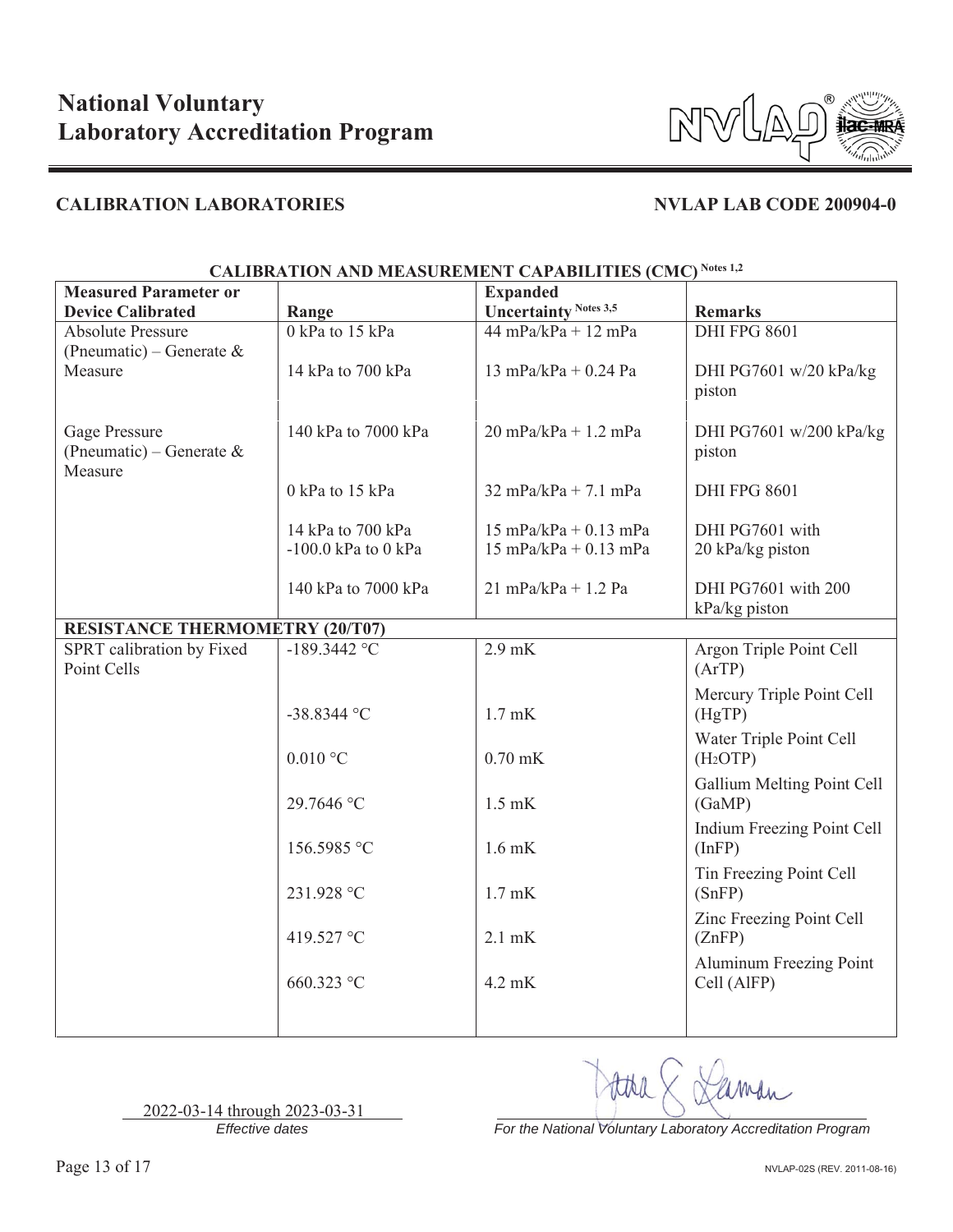# National Voluntary Laboratory Accreditation Program

## CALIBRATION LABORATORIES

**NVLAP LAB CODE 200904-0**

### CALIBRATION AND MEASUREMENT CAPABILITIES (CMC) Notes 1,2

| Measured Parameter or Device Calibrated | Range | Expanded Uncertainty Notes 3,5 | Remarks |
|---|---|---|---|
| Absolute Pressure (Pneumatic) – Generate & Measure | 0 kPa to 15 kPa | 44 mPa/kPa + 12 mPa | DHI FPG 8601 |
| | 14 kPa to 700 kPa | 13 mPa/kPa + 0.24 Pa | DHI PG7601 w/20 kPa/kg piston |
| | | | |
| Gage Pressure (Pneumatic) – Generate & Measure | 140 kPa to 7000 kPa | 20 mPa/kPa + 1.2 mPa | DHI PG7601 w/200 kPa/kg piston |
| | 0 kPa to 15 kPa | 32 mPa/kPa + 7.1 mPa | DHI FPG 8601 |
| | 14 kPa to 700 kPa | 15 mPa/kPa + 0.13 mPa | DHI PG7601 with 20 kPa/kg piston |
| | -100.0 kPa to 0 kPa | 15 mPa/kPa + 0.13 mPa | |
| | 140 kPa to 7000 kPa | 21 mPa/kPa + 1.2 Pa | DHI PG7601 with 200 kPa/kg piston |
| **RESISTANCE THERMOMETRY (20/T07)** | | | |
| SPRT calibration by Fixed Point Cells | -189.3442 °C | 2.9 mK | Argon Triple Point Cell (ArTP) |
| | -38.8344 °C | 1.7 mK | Mercury Triple Point Cell (HgTP) |
| | 0.010 °C | 0.70 mK | Water Triple Point Cell ($H_2O$TP) |
| | 29.7646 °C | 1.5 mK | Gallium Melting Point Cell (GaMP) |
| | 156.5985 °C | 1.6 mK | Indium Freezing Point Cell (InFP) |
| | 231.928 °C | 1.7 mK | Tin Freezing Point Cell (SnFP) |
| | 419.527 °C | 2.1 mK | Zinc Freezing Point Cell (ZnFP) |
| | 660.323 °C | 4.2 mK | Aluminum Freezing Point Cell (AlFP) |

2022-03-14 through 2023-03-31
*Effective dates*

*For the National Voluntary Laboratory Accreditation Program*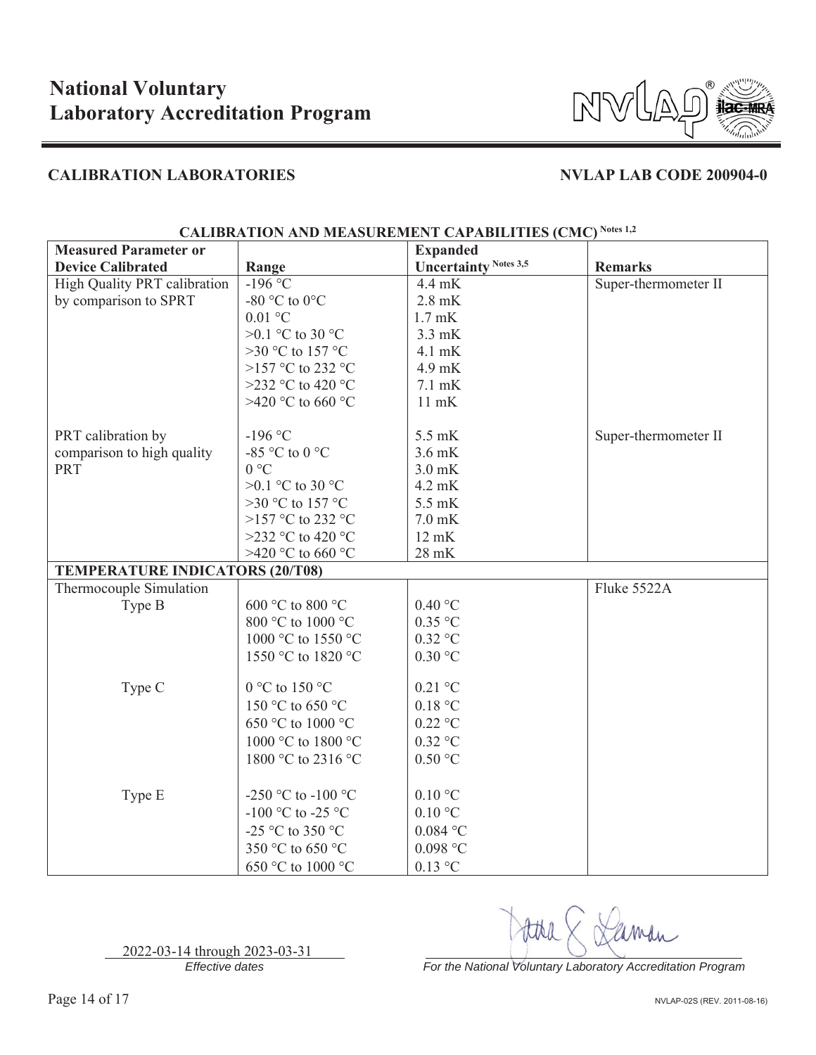# National Voluntary Laboratory Accreditation Program

## CALIBRATION LABORATORIES

**NVLAP LAB CODE 200904-0**

**CALIBRATION AND MEASUREMENT CAPABILITIES (CMC)** Notes 1,2

| Measured Parameter or Device Calibrated | Range | Expanded Uncertainty Notes 3,5 | Remarks |
|---|---|---|---|
| High Quality PRT calibration by comparison to SPRT | -196 °C | 4.4 mK | Super-thermometer II |
| | -80 °C to 0°C | 2.8 mK | |
| | 0.01 °C | 1.7 mK | |
| | >0.1 °C to 30 °C | 3.3 mK | |
| | >30 °C to 157 °C | 4.1 mK | |
| | >157 °C to 232 °C | 4.9 mK | |
| | >232 °C to 420 °C | 7.1 mK | |
| | >420 °C to 660 °C | 11 mK | |
| PRT calibration by comparison to high quality PRT | -196 °C | 5.5 mK | Super-thermometer II |
| | -85 °C to 0 °C | 3.6 mK | |
| | 0 °C | 3.0 mK | |
| | >0.1 °C to 30 °C | 4.2 mK | |
| | >30 °C to 157 °C | 5.5 mK | |
| | >157 °C to 232 °C | 7.0 mK | |
| | >232 °C to 420 °C | 12 mK | |
| | >420 °C to 660 °C | 28 mK | |
| **TEMPERATURE INDICATORS (20/T08)** | | | |
| Thermocouple Simulation | | | Fluke 5522A |
| Type B | 600 °C to 800 °C | 0.40 °C | |
| | 800 °C to 1000 °C | 0.35 °C | |
| | 1000 °C to 1550 °C | 0.32 °C | |
| | 1550 °C to 1820 °C | 0.30 °C | |
| Type C | 0 °C to 150 °C | 0.21 °C | |
| | 150 °C to 650 °C | 0.18 °C | |
| | 650 °C to 1000 °C | 0.22 °C | |
| | 1000 °C to 1800 °C | 0.32 °C | |
| | 1800 °C to 2316 °C | 0.50 °C | |
| Type E | -250 °C to -100 °C | 0.10 °C | |
| | -100 °C to -25 °C | 0.10 °C | |
| | -25 °C to 350 °C | 0.084 °C | |
| | 350 °C to 650 °C | 0.098 °C | |
| | 650 °C to 1000 °C | 0.13 °C | |

2022-03-14 through 2023-03-31
*Effective dates*

*For the National Voluntary Laboratory Accreditation Program*

NVLAP-02S (REV. 2011-08-16)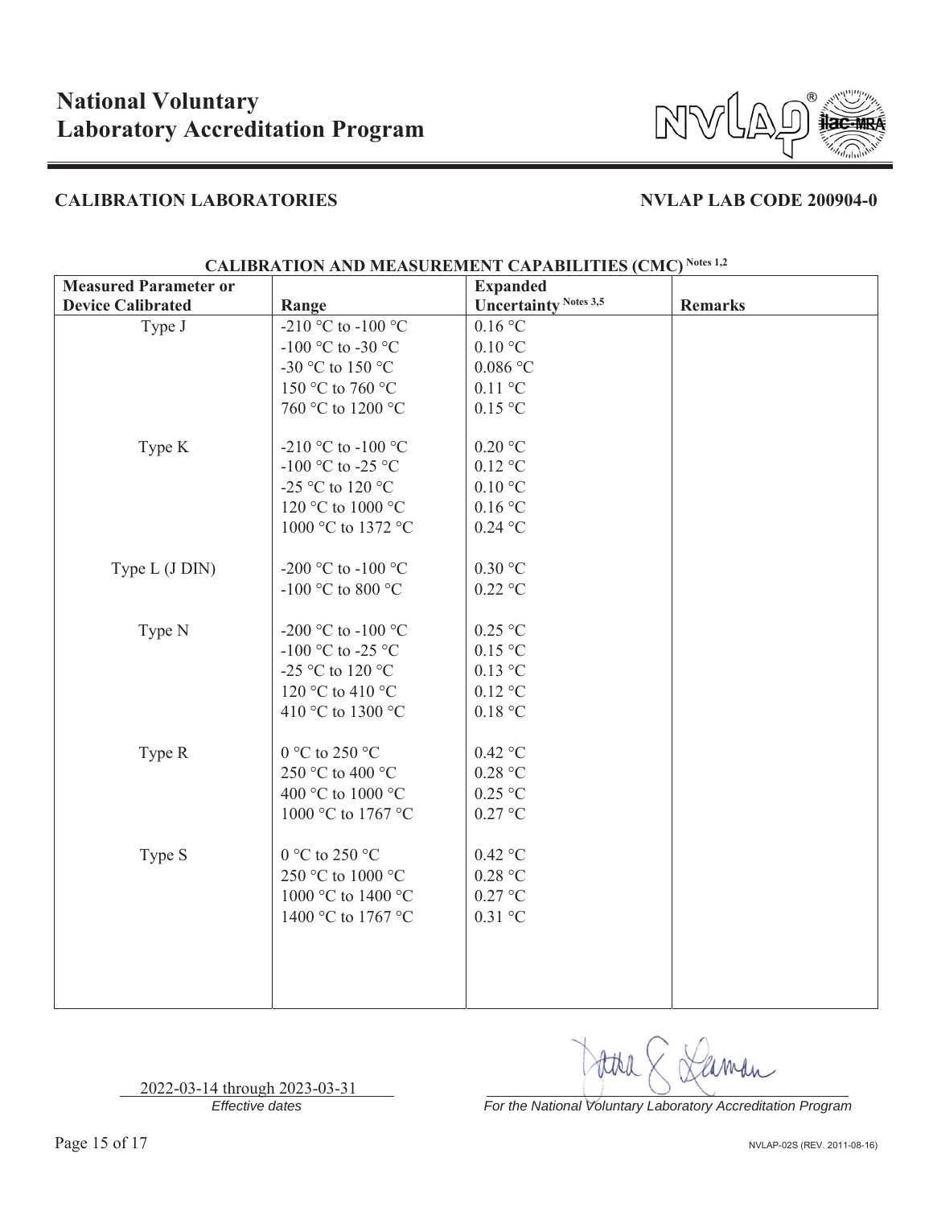# National Voluntary Laboratory Accreditation Program

## CALIBRATION LABORATORIES

**NVLAP LAB CODE 200904-0**

### CALIBRATION AND MEASUREMENT CAPABILITIES (CMC) Notes 1,2

| Measured Parameter or Device Calibrated | Range | Expanded Uncertainty Notes 3,5 | Remarks |
|---|---|---|---|
| Type J | -210 °C to -100 °C | 0.16 °C | |
| | -100 °C to -30 °C | 0.10 °C | |
| | -30 °C to 150 °C | 0.086 °C | |
| | 150 °C to 760 °C | 0.11 °C | |
| | 760 °C to 1200 °C | 0.15 °C | |
| Type K | -210 °C to -100 °C | 0.20 °C | |
| | -100 °C to -25 °C | 0.12 °C | |
| | -25 °C to 120 °C | 0.10 °C | |
| | 120 °C to 1000 °C | 0.16 °C | |
| | 1000 °C to 1372 °C | 0.24 °C | |
| Type L (J DIN) | -200 °C to -100 °C | 0.30 °C | |
| | -100 °C to 800 °C | 0.22 °C | |
| Type N | -200 °C to -100 °C | 0.25 °C | |
| | -100 °C to -25 °C | 0.15 °C | |
| | -25 °C to 120 °C | 0.13 °C | |
| | 120 °C to 410 °C | 0.12 °C | |
| | 410 °C to 1300 °C | 0.18 °C | |
| Type R | 0 °C to 250 °C | 0.42 °C | |
| | 250 °C to 400 °C | 0.28 °C | |
| | 400 °C to 1000 °C | 0.25 °C | |
| | 1000 °C to 1767 °C | 0.27 °C | |
| Type S | 0 °C to 250 °C | 0.42 °C | |
| | 250 °C to 1000 °C | 0.28 °C | |
| | 1000 °C to 1400 °C | 0.27 °C | |
| | 1400 °C to 1767 °C | 0.31 °C | |

2022-03-14 through 2023-03-31
*Effective dates*

*For the National Voluntary Laboratory Accreditation Program*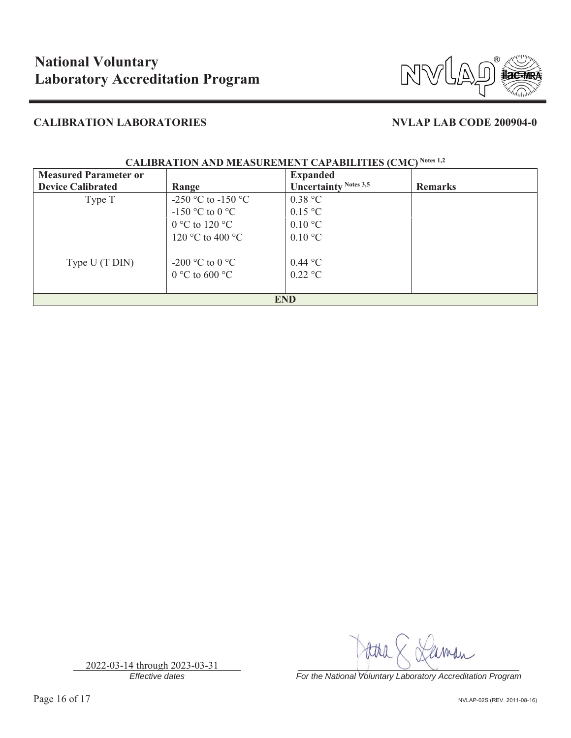# National Voluntary Laboratory Accreditation Program

**CALIBRATION LABORATORIES** **NVLAP LAB CODE 200904-0**

**CALIBRATION AND MEASUREMENT CAPABILITIES (CMC) Notes 1,2**

| Measured Parameter or Device Calibrated | Range | Expanded Uncertainty Notes 3,5 | Remarks |
|---|---|---|---|
| Type T | -250 °C to -150 °C | 0.38 °C | |
| | -150 °C to 0 °C | 0.15 °C | |
| | 0 °C to 120 °C | 0.10 °C | |
| | 120 °C to 400 °C | 0.10 °C | |
| Type U (T DIN) | -200 °C to 0 °C | 0.44 °C | |
| | 0 °C to 600 °C | 0.22 °C | |
| **END** | | | |

2022-03-14 through 2023-03-31
*Effective dates*

*For the National Voluntary Laboratory Accreditation Program*

NVLAP-02S (REV. 2011-08-16)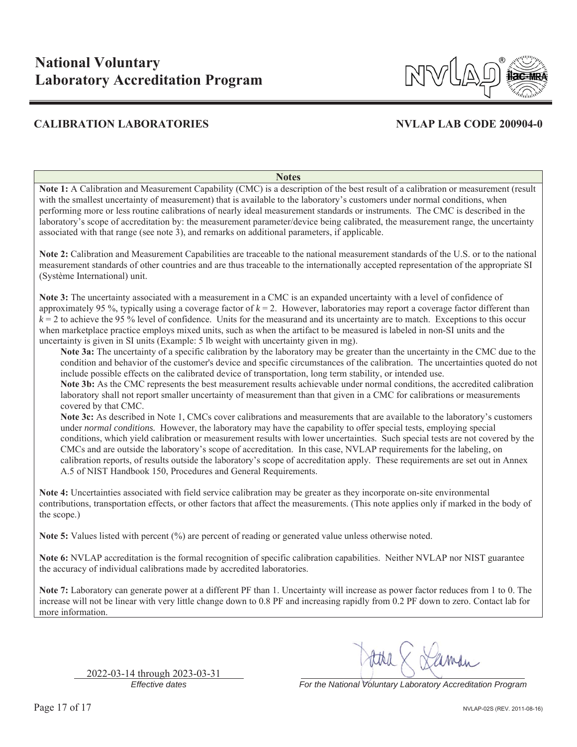# National Voluntary Laboratory Accreditation Program

## CALIBRATION LABORATORIES

## NVLAP LAB CODE 200904-0

| Notes |
| --- |
| **Note 1:** A Calibration and Measurement Capability (CMC) is a description of the best result of a calibration or measurement (result with the smallest uncertainty of measurement) that is available to the laboratory's customers under normal conditions, when performing more or less routine calibrations of nearly ideal measurement standards or instruments. The CMC is described in the laboratory's scope of accreditation by: the measurement parameter/device being calibrated, the measurement range, the uncertainty associated with that range (see note 3), and remarks on additional parameters, if applicable. |

**Note 2:** Calibration and Measurement Capabilities are traceable to the national measurement standards of the U.S. or to the national measurement standards of other countries and are thus traceable to the internationally accepted representation of the appropriate SI (Système International) unit.

**Note 3:** The uncertainty associated with a measurement in a CMC is an expanded uncertainty with a level of confidence of approximately 95 %, typically using a coverage factor of $k = 2$. However, laboratories may report a coverage factor different than $k = 2$ to achieve the 95 % level of confidence. Units for the measurand and its uncertainty are to match. Exceptions to this occur when marketplace practice employs mixed units, such as when the artifact to be measured is labeled in non-SI units and the uncertainty is given in SI units (Example: 5 lb weight with uncertainty given in mg).

> **Note 3a:** The uncertainty of a specific calibration by the laboratory may be greater than the uncertainty in the CMC due to the condition and behavior of the customer's device and specific circumstances of the calibration. The uncertainties quoted do not include possible effects on the calibrated device of transportation, long term stability, or intended use.
>
> **Note 3b:** As the CMC represents the best measurement results achievable under normal conditions, the accredited calibration laboratory shall not report smaller uncertainty of measurement than that given in a CMC for calibrations or measurements covered by that CMC.
>
> **Note 3c:** As described in Note 1, CMCs cover calibrations and measurements that are available to the laboratory's customers under *normal conditions.* However, the laboratory may have the capability to offer special tests, employing special conditions, which yield calibration or measurement results with lower uncertainties. Such special tests are not covered by the CMCs and are outside the laboratory's scope of accreditation. In this case, NVLAP requirements for the labeling, on calibration reports, of results outside the laboratory's scope of accreditation apply. These requirements are set out in Annex A.5 of NIST Handbook 150, Procedures and General Requirements.

**Note 4:** Uncertainties associated with field service calibration may be greater as they incorporate on-site environmental contributions, transportation effects, or other factors that affect the measurements. (This note applies only if marked in the body of the scope.)

**Note 5:** Values listed with percent (%) are percent of reading or generated value unless otherwise noted.

**Note 6:** NVLAP accreditation is the formal recognition of specific calibration capabilities. Neither NVLAP nor NIST guarantee the accuracy of individual calibrations made by accredited laboratories.

**Note 7:** Laboratory can generate power at a different PF than 1. Uncertainty will increase as power factor reduces from 1 to 0. The increase will not be linear with very little change down to 0.8 PF and increasing rapidly from 0.2 PF down to zero. Contact lab for more information.

2022-03-14 through 2023-03-31
*Effective dates*

*For the National Voluntary Laboratory Accreditation Program*

NVLAP-02S (REV. 2011-08-16)